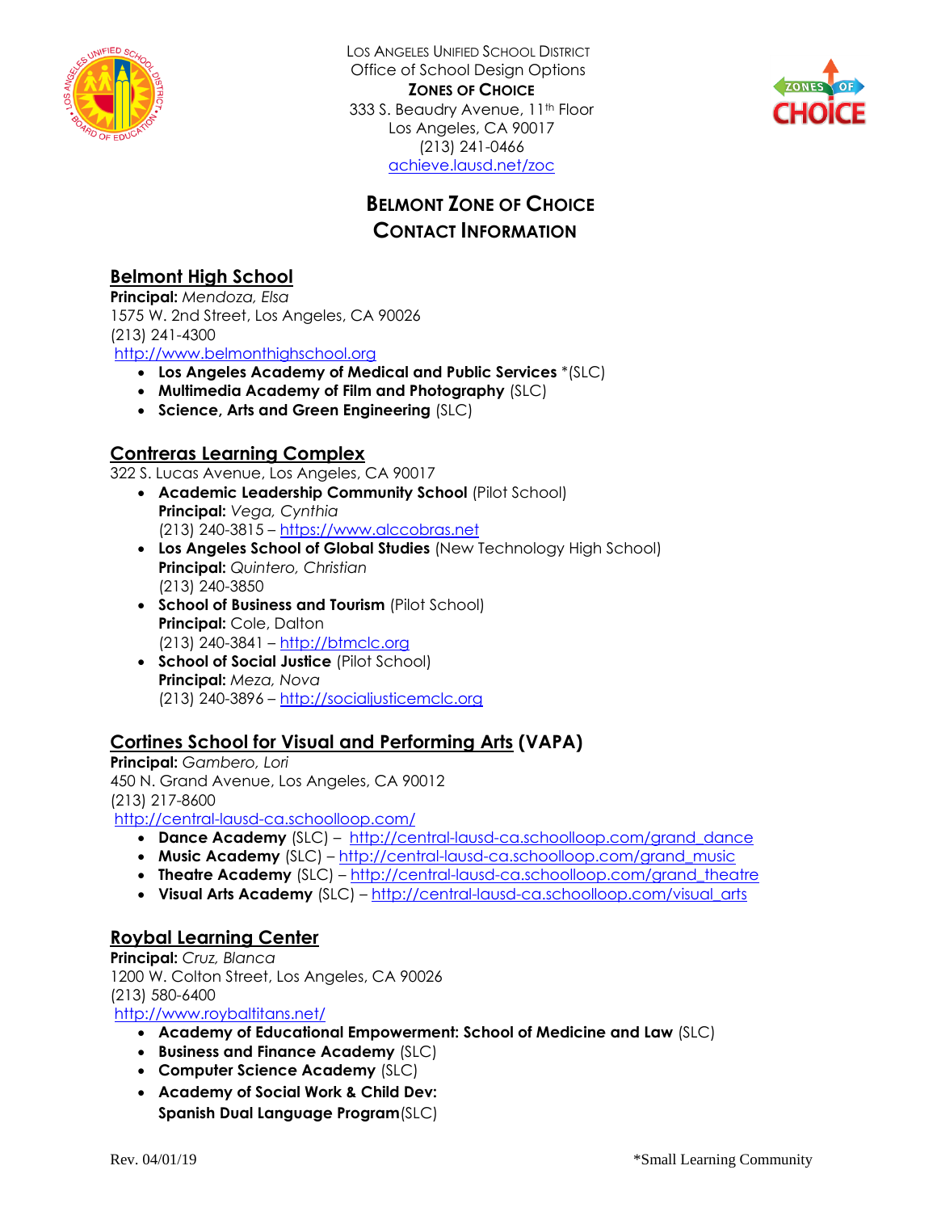Los Angeles Unified School District
Office of School Design Options
**Zones of Choice**
333 S. Beaudry Avenue, 11th Floor
Los Angeles, CA 90017
(213) 241-0466
achieve.lausd.net/zoc

# Belmont Zone of Choice Contact Information

## Belmont High School

**Principal:** *Mendoza, Elsa*
1575 W. 2nd Street, Los Angeles, CA 90026
(213) 241-4300
http://www.belmonthighschool.org

- **Los Angeles Academy of Medical and Public Services** *(SLC)
- **Multimedia Academy of Film and Photography** (SLC)
- **Science, Arts and Green Engineering** (SLC)

## Contreras Learning Complex

322 S. Lucas Avenue, Los Angeles, CA 90017

- **Academic Leadership Community School** (Pilot School)
  **Principal:** *Vega, Cynthia*
  (213) 240-3815 – https://www.alccobras.net
- **Los Angeles School of Global Studies** (New Technology High School)
  **Principal:** *Quintero, Christian*
  (213) 240-3850
- **School of Business and Tourism** (Pilot School)
  **Principal:** Cole, Dalton
  (213) 240-3841 – http://btmclc.org
- **School of Social Justice** (Pilot School)
  **Principal:** *Meza, Nova*
  (213) 240-3896 – http://socialjusticemclc.org

## Cortines School for Visual and Performing Arts (VAPA)

**Principal:** *Gambero, Lori*
450 N. Grand Avenue, Los Angeles, CA 90012
(213) 217-8600
http://central-lausd-ca.schoolloop.com/

- **Dance Academy** (SLC) – http://central-lausd-ca.schoolloop.com/grand_dance
- **Music Academy** (SLC) – http://central-lausd-ca.schoolloop.com/grand_music
- **Theatre Academy** (SLC) – http://central-lausd-ca.schoolloop.com/grand_theatre
- **Visual Arts Academy** (SLC) – http://central-lausd-ca.schoolloop.com/visual_arts

## Roybal Learning Center

**Principal:** *Cruz, Blanca*
1200 W. Colton Street, Los Angeles, CA 90026
(213) 580-6400
http://www.roybaltitans.net/

- **Academy of Educational Empowerment: School of Medicine and Law** (SLC)
- **Business and Finance Academy** (SLC)
- **Computer Science Academy** (SLC)
- **Academy of Social Work & Child Dev: Spanish Dual Language Program**(SLC)

Rev. 04/01/19

*Small Learning Community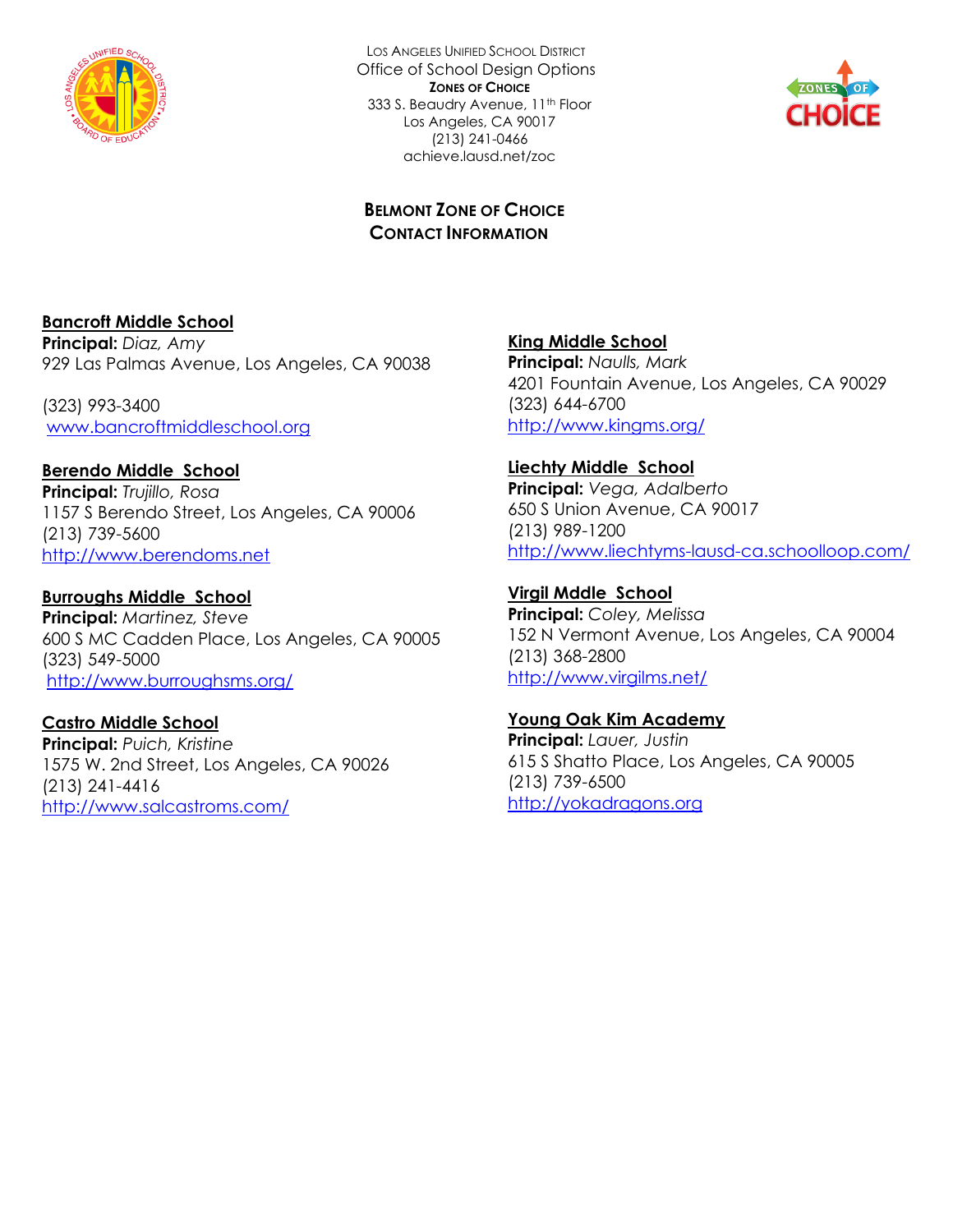LOS ANGELES UNIFIED SCHOOL DISTRICT
Office of School Design Options
**ZONES OF CHOICE**
333 S. Beaudry Avenue, 11th Floor
Los Angeles, CA 90017
(213) 241-0466
achieve.lausd.net/zoc

# BELMONT ZONE OF CHOICE
## CONTACT INFORMATION

**Bancroft Middle School**
**Principal:** *Diaz, Amy*
929 Las Palmas Avenue, Los Angeles, CA 90038

(323) 993-3400
www.bancroftmiddleschool.org

**Berendo Middle School**
**Principal:** *Trujillo, Rosa*
1157 S Berendo Street, Los Angeles, CA 90006
(213) 739-5600
http://www.berendoms.net

**Burroughs Middle School**
**Principal:** *Martinez, Steve*
600 S MC Cadden Place, Los Angeles, CA 90005
(323) 549-5000
http://www.burroughsms.org/

**Castro Middle School**
**Principal:** *Puich, Kristine*
1575 W. 2nd Street, Los Angeles, CA 90026
(213) 241-4416
http://www.salcastroms.com/

**King Middle School**
**Principal:** *Naulls, Mark*
4201 Fountain Avenue, Los Angeles, CA 90029
(323) 644-6700
http://www.kingms.org/

**Liechty Middle School**
**Principal:** *Vega, Adalberto*
650 S Union Avenue, Los Angeles, CA 90017
(213) 989-1200
http://www.liechtyms-lausd-ca.schoolloop.com/

**Virgil Mddle School**
**Principal:** *Coley, Melissa*
152 N Vermont Avenue, Los Angeles, CA 90004
(213) 368-2800
http://www.virgilms.net/

**Young Oak Kim Academy**
**Principal:** *Lauer, Justin*
615 S Shatto Place, Los Angeles, CA 90005
(213) 739-6500
http://yokadragons.org